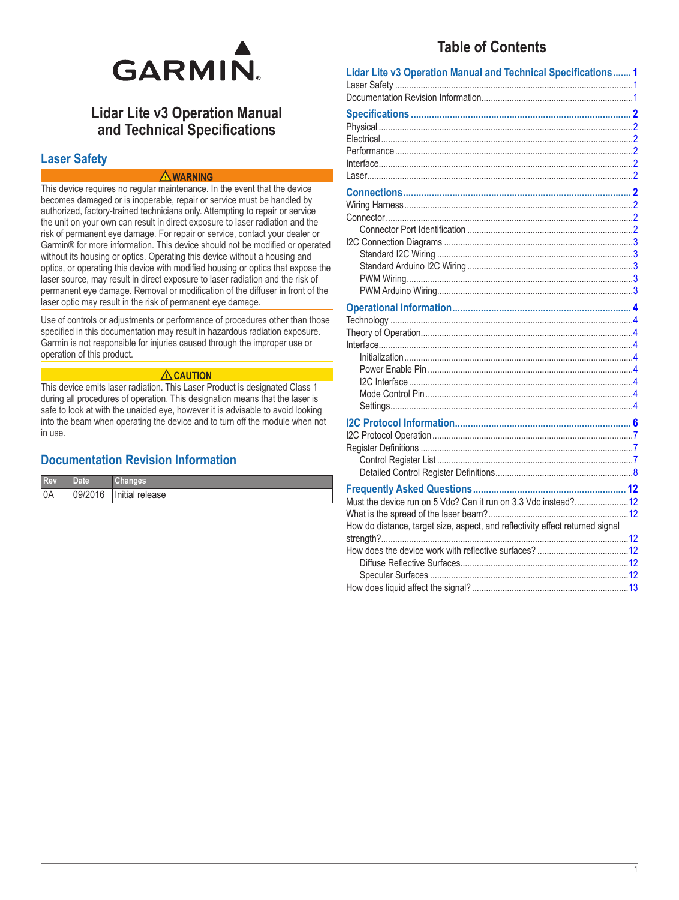GARMIN.

# Lidar Lite v3 Operation Manual and Technical Specifications

## Laser Safety

**⚠ WARNING**

This device requires no regular maintenance. In the event that the device becomes damaged or is inoperable, repair or service must be handled by authorized, factory-trained technicians only. Attempting to repair or service the unit on your own can result in direct exposure to laser radiation and the risk of permanent eye damage. For repair or service, contact your dealer or Garmin® for more information. This device should not be modified or operated without its housing or optics. Operating this device without a housing and optics, or operating this device with modified housing or optics that expose the laser source, may result in direct exposure to laser radiation and the risk of permanent eye damage. Removal or modification of the diffuser in front of the laser optic may result in the risk of permanent eye damage.

Use of controls or adjustments or performance of procedures other than those specified in this documentation may result in hazardous radiation exposure. Garmin is not responsible for injuries caused through the improper use or operation of this product.

**⚠ CAUTION**

This device emits laser radiation. This Laser Product is designated Class 1 during all procedures of operation. This designation means that the laser is safe to look at with the unaided eye, however it is advisable to avoid looking into the beam when operating the device and to turn off the module when not in use.

## Documentation Revision Information

| Rev | Date | Changes |
| --- | --- | --- |
| 0A | 09/2016 | Initial release |

# Table of Contents

**Lidar Lite v3 Operation Manual and Technical Specifications ....... 1**
- Laser Safety ....... 1
- Documentation Revision Information ....... 1

**Specifications ....... 2**
- Physical ....... 2
- Electrical ....... 2
- Performance ....... 2
- Interface ....... 2
- Laser ....... 2

**Connections ....... 2**
- Wiring Harness ....... 2
- Connector ....... 2
  - Connector Port Identification ....... 2
- I2C Connection Diagrams ....... 3
  - Standard I2C Wiring ....... 3
  - Standard Arduino I2C Wiring ....... 3
  - PWM Wiring ....... 3
  - PWM Arduino Wiring ....... 3

**Operational Information ....... 4**
- Technology ....... 4
- Theory of Operation ....... 4
- Interface ....... 4
  - Initialization ....... 4
  - Power Enable Pin ....... 4
  - I2C Interface ....... 4
  - Mode Control Pin ....... 4
  - Settings ....... 4

**I2C Protocol Information ....... 6**
- I2C Protocol Operation ....... 7
- Register Definitions ....... 7
  - Control Register List ....... 7
  - Detailed Control Register Definitions ....... 8

**Frequently Asked Questions ....... 12**
- Must the device run on 5 Vdc? Can it run on 3.3 Vdc instead? ....... 12
- What is the spread of the laser beam? ....... 12
- How do distance, target size, aspect, and reflectivity effect returned signal strength? ....... 12
- How does the device work with reflective surfaces? ....... 12
  - Diffuse Reflective Surfaces ....... 12
  - Specular Surfaces ....... 12
- How does liquid affect the signal? ....... 13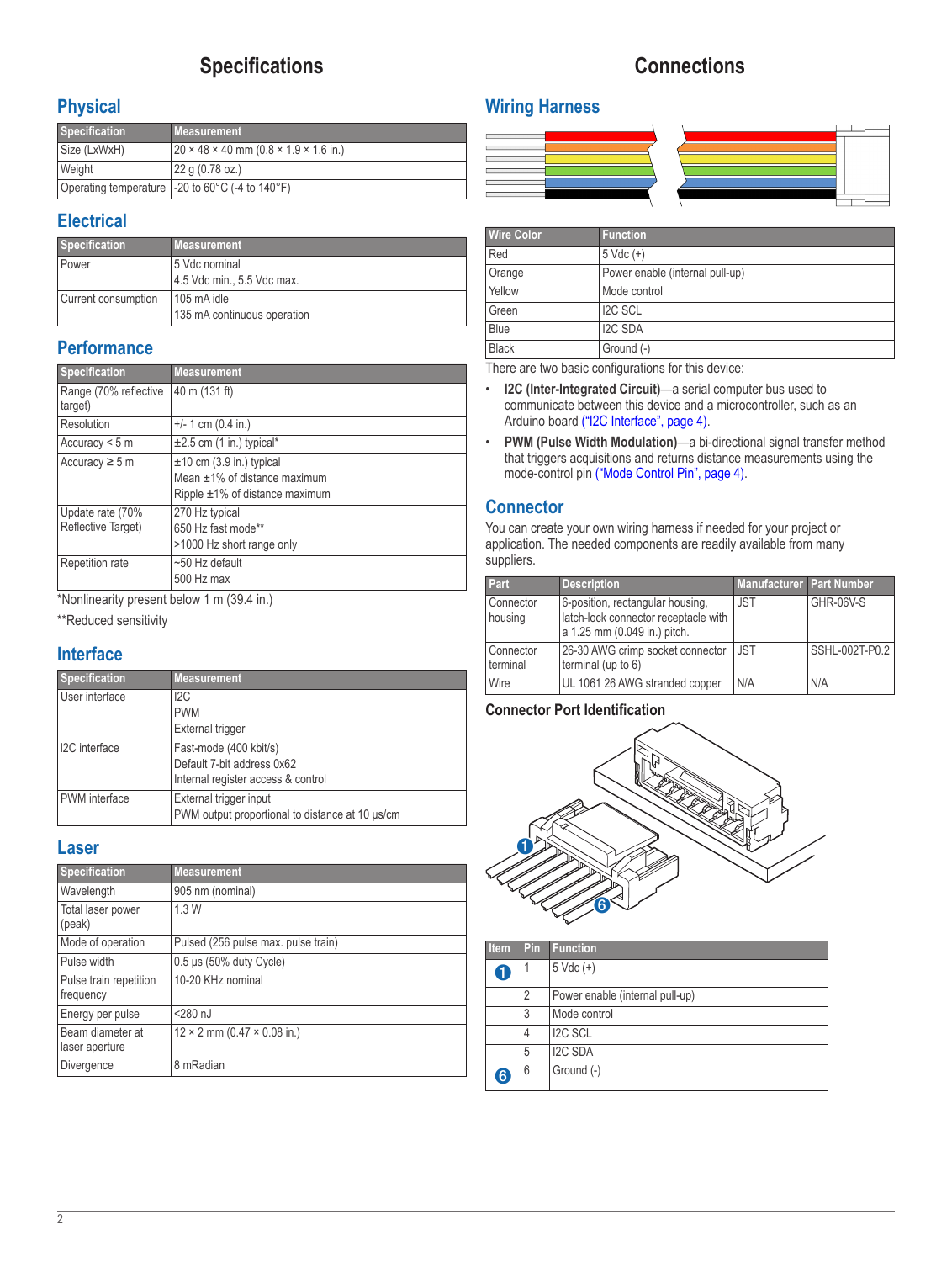# Specifications

## Physical

| Specification | Measurement |
|---|---|
| Size (LxWxH) | 20 × 48 × 40 mm (0.8 × 1.9 × 1.6 in.) |
| Weight | 22 g (0.78 oz.) |
| Operating temperature | -20 to 60°C (-4 to 140°F) |

## Electrical

| Specification | Measurement |
|---|---|
| Power | 5 Vdc nominal<br>4.5 Vdc min., 5.5 Vdc max. |
| Current consumption | 105 mA idle<br>135 mA continuous operation |

## Performance

| Specification | Measurement |
|---|---|
| Range (70% reflective target) | 40 m (131 ft) |
| Resolution | +/- 1 cm (0.4 in.) |
| Accuracy < 5 m | ±2.5 cm (1 in.) typical* |
| Accuracy ≥ 5 m | ±10 cm (3.9 in.) typical<br>Mean ±1% of distance maximum<br>Ripple ±1% of distance maximum |
| Update rate (70% Reflective Target) | 270 Hz typical<br>650 Hz fast mode**<br>>1000 Hz short range only |
| Repetition rate | ~50 Hz default<br>500 Hz max |

*Nonlinearity present below 1 m (39.4 in.)

**Reduced sensitivity

## Interface

| Specification | Measurement |
|---|---|
| User interface | I2C<br>PWM<br>External trigger |
| I2C interface | Fast-mode (400 kbit/s)<br>Default 7-bit address 0x62<br>Internal register access & control |
| PWM interface | External trigger input<br>PWM output proportional to distance at 10 µs/cm |

## Laser

| Specification | Measurement |
|---|---|
| Wavelength | 905 nm (nominal) |
| Total laser power (peak) | 1.3 W |
| Mode of operation | Pulsed (256 pulse max. pulse train) |
| Pulse width | 0.5 µs (50% duty Cycle) |
| Pulse train repetition frequency | 10-20 KHz nominal |
| Energy per pulse | <280 nJ |
| Beam diameter at laser aperture | 12 × 2 mm (0.47 × 0.08 in.) |
| Divergence | 8 mRadian |

# Connections

## Wiring Harness

| Wire Color | Function |
|---|---|
| Red | 5 Vdc (+) |
| Orange | Power enable (internal pull-up) |
| Yellow | Mode control |
| Green | I2C SCL |
| Blue | I2C SDA |
| Black | Ground (-) |

There are two basic configurations for this device:

- **I2C (Inter-Integrated Circuit)**—a serial computer bus used to communicate between this device and a microcontroller, such as an Arduino board ("I2C Interface", page 4).
- **PWM (Pulse Width Modulation)**—a bi-directional signal transfer method that triggers acquisitions and returns distance measurements using the mode-control pin ("Mode Control Pin", page 4).

## Connector

You can create your own wiring harness if needed for your project or application. The needed components are readily available from many suppliers.

| Part | Description | Manufacturer | Part Number |
|---|---|---|---|
| Connector housing | 6-position, rectangular housing, latch-lock connector receptacle with a 1.25 mm (0.049 in.) pitch. | JST | GHR-06V-S |
| Connector terminal | 26-30 AWG crimp socket connector terminal (up to 6) | JST | SSHL-002T-P0.2 |
| Wire | UL 1061 26 AWG stranded copper | N/A | N/A |

### Connector Port Identification

| Item | Pin | Function |
|---|---|---|
| 1 | 1 | 5 Vdc (+) |
| | 2 | Power enable (internal pull-up) |
| | 3 | Mode control |
| | 4 | I2C SCL |
| | 5 | I2C SDA |
| 6 | 6 | Ground (-) |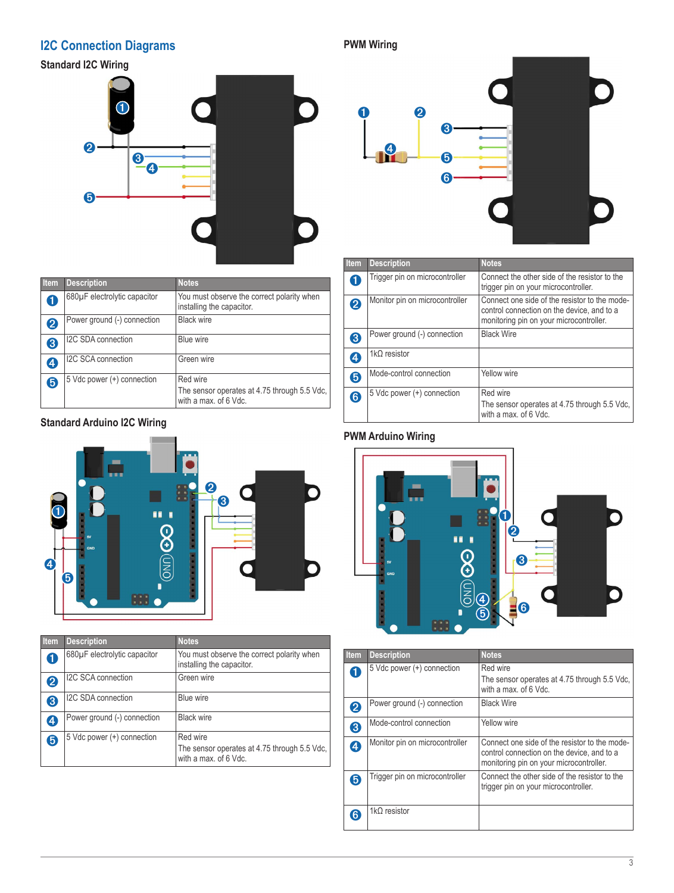## I2C Connection Diagrams

### Standard I2C Wiring

| Item | Description | Notes |
|---|---|---|
| 1 | 680μF electrolytic capacitor | You must observe the correct polarity when installing the capacitor. |
| 2 | Power ground (-) connection | Black wire |
| 3 | I2C SDA connection | Blue wire |
| 4 | I2C SCA connection | Green wire |
| 5 | 5 Vdc power (+) connection | Red wire<br>The sensor operates at 4.75 through 5.5 Vdc, with a max. of 6 Vdc. |

### Standard Arduino I2C Wiring

| Item | Description | Notes |
|---|---|---|
| 1 | 680μF electrolytic capacitor | You must observe the correct polarity when installing the capacitor. |
| 2 | I2C SCA connection | Green wire |
| 3 | I2C SDA connection | Blue wire |
| 4 | Power ground (-) connection | Black wire |
| 5 | 5 Vdc power (+) connection | Red wire<br>The sensor operates at 4.75 through 5.5 Vdc, with a max. of 6 Vdc. |

### PWM Wiring

| Item | Description | Notes |
|---|---|---|
| 1 | Trigger pin on microcontroller | Connect the other side of the resistor to the trigger pin on your microcontroller. |
| 2 | Monitor pin on microcontroller | Connect one side of the resistor to the mode-control connection on the device, and to a monitoring pin on your microcontroller. |
| 3 | Power ground (-) connection | Black Wire |
| 4 | 1kΩ resistor | |
| 5 | Mode-control connection | Yellow wire |
| 6 | 5 Vdc power (+) connection | Red wire<br>The sensor operates at 4.75 through 5.5 Vdc, with a max. of 6 Vdc. |

### PWM Arduino Wiring

| Item | Description | Notes |
|---|---|---|
| 1 | 5 Vdc power (+) connection | Red wire<br>The sensor operates at 4.75 through 5.5 Vdc, with a max. of 6 Vdc. |
| 2 | Power ground (-) connection | Black Wire |
| 3 | Mode-control connection | Yellow wire |
| 4 | Monitor pin on microcontroller | Connect one side of the resistor to the mode-control connection on the device, and to a monitoring pin on your microcontroller. |
| 5 | Trigger pin on microcontroller | Connect the other side of the resistor to the trigger pin on your microcontroller. |
| 6 | 1kΩ resistor | |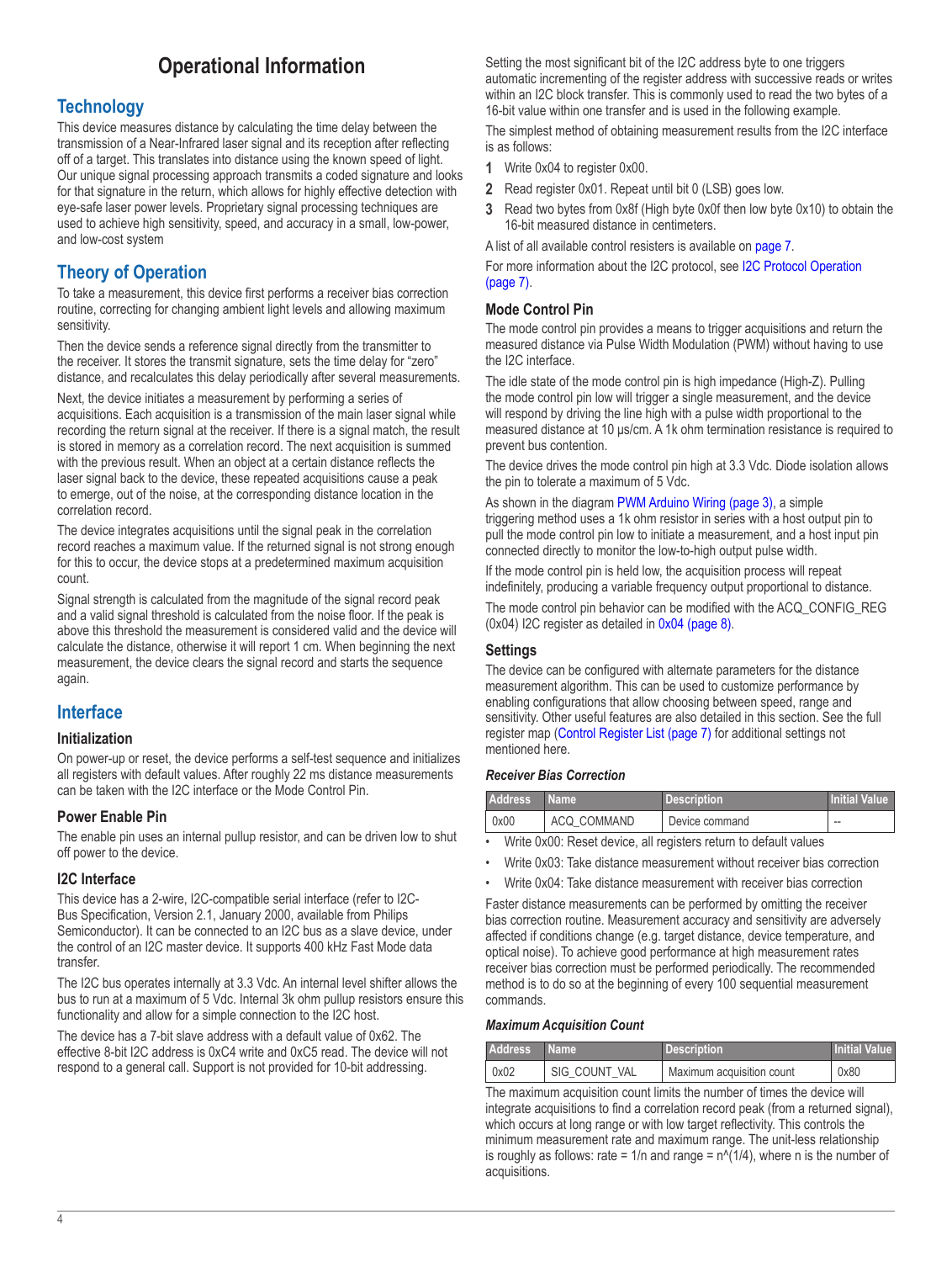# Operational Information

## Technology

This device measures distance by calculating the time delay between the transmission of a Near-Infrared laser signal and its reception after reflecting off of a target. This translates into distance using the known speed of light. Our unique signal processing approach transmits a coded signature and looks for that signature in the return, which allows for highly effective detection with eye-safe laser power levels. Proprietary signal processing techniques are used to achieve high sensitivity, speed, and accuracy in a small, low-power, and low-cost system

## Theory of Operation

To take a measurement, this device first performs a receiver bias correction routine, correcting for changing ambient light levels and allowing maximum sensitivity.

Then the device sends a reference signal directly from the transmitter to the receiver. It stores the transmit signature, sets the time delay for "zero" distance, and recalculates this delay periodically after several measurements.

Next, the device initiates a measurement by performing a series of acquisitions. Each acquisition is a transmission of the main laser signal while recording the return signal at the receiver. If there is a signal match, the result is stored in memory as a correlation record. The next acquisition is summed with the previous result. When an object at a certain distance reflects the laser signal back to the device, these repeated acquisitions cause a peak to emerge, out of the noise, at the corresponding distance location in the correlation record.

The device integrates acquisitions until the signal peak in the correlation record reaches a maximum value. If the returned signal is not strong enough for this to occur, the device stops at a predetermined maximum acquisition count.

Signal strength is calculated from the magnitude of the signal record peak and a valid signal threshold is calculated from the noise floor. If the peak is above this threshold the measurement is considered valid and the device will calculate the distance, otherwise it will report 1 cm. When beginning the next measurement, the device clears the signal record and starts the sequence again.

## Interface

### Initialization

On power-up or reset, the device performs a self-test sequence and initializes all registers with default values. After roughly 22 ms distance measurements can be taken with the I2C interface or the Mode Control Pin.

### Power Enable Pin

The enable pin uses an internal pullup resistor, and can be driven low to shut off power to the device.

### I2C Interface

This device has a 2-wire, I2C-compatible serial interface (refer to I2C-Bus Specification, Version 2.1, January 2000, available from Philips Semiconductor). It can be connected to an I2C bus as a slave device, under the control of an I2C master device. It supports 400 kHz Fast Mode data transfer.

The I2C bus operates internally at 3.3 Vdc. An internal level shifter allows the bus to run at a maximum of 5 Vdc. Internal 3k ohm pullup resistors ensure this functionality and allow for a simple connection to the I2C host.

The device has a 7-bit slave address with a default value of 0x62. The effective 8-bit I2C address is 0xC4 write and 0xC5 read. The device will not respond to a general call. Support is not provided for 10-bit addressing.

Setting the most significant bit of the I2C address byte to one triggers automatic incrementing of the register address with successive reads or writes within an I2C block transfer. This is commonly used to read the two bytes of a 16-bit value within one transfer and is used in the following example.

The simplest method of obtaining measurement results from the I2C interface is as follows:

1. Write 0x04 to register 0x00.
2. Read register 0x01. Repeat until bit 0 (LSB) goes low.
3. Read two bytes from 0x8f (High byte 0x0f then low byte 0x10) to obtain the 16-bit measured distance in centimeters.

A list of all available control resisters is available on page 7.

For more information about the I2C protocol, see I2C Protocol Operation (page 7).

### Mode Control Pin

The mode control pin provides a means to trigger acquisitions and return the measured distance via Pulse Width Modulation (PWM) without having to use the I2C interface.

The idle state of the mode control pin is high impedance (High-Z). Pulling the mode control pin low will trigger a single measurement, and the device will respond by driving the line high with a pulse width proportional to the measured distance at 10 μs/cm. A 1k ohm termination resistance is required to prevent bus contention.

The device drives the mode control pin high at 3.3 Vdc. Diode isolation allows the pin to tolerate a maximum of 5 Vdc.

As shown in the diagram PWM Arduino Wiring (page 3), a simple triggering method uses a 1k ohm resistor in series with a host output pin to pull the mode control pin low to initiate a measurement, and a host input pin connected directly to monitor the low-to-high output pulse width.

If the mode control pin is held low, the acquisition process will repeat indefinitely, producing a variable frequency output proportional to distance.

The mode control pin behavior can be modified with the ACQ_CONFIG_REG (0x04) I2C register as detailed in 0x04 (page 8).

### Settings

The device can be configured with alternate parameters for the distance measurement algorithm. This can be used to customize performance by enabling configurations that allow choosing between speed, range and sensitivity. Other useful features are also detailed in this section. See the full register map (Control Register List (page 7) for additional settings not mentioned here.

#### *Receiver Bias Correction*

| Address | Name | Description | Initial Value |
|---|---|---|---|
| 0x00 | ACQ_COMMAND | Device command | -- |

- Write 0x00: Reset device, all registers return to default values
- Write 0x03: Take distance measurement without receiver bias correction
- Write 0x04: Take distance measurement with receiver bias correction

Faster distance measurements can be performed by omitting the receiver bias correction routine. Measurement accuracy and sensitivity are adversely affected if conditions change (e.g. target distance, device temperature, and optical noise). To achieve good performance at high measurement rates receiver bias correction must be performed periodically. The recommended method is to do so at the beginning of every 100 sequential measurement commands.

#### *Maximum Acquisition Count*

| Address | Name | Description | Initial Value |
|---|---|---|---|
| 0x02 | SIG_COUNT_VAL | Maximum acquisition count | 0x80 |

The maximum acquisition count limits the number of times the device will integrate acquisitions to find a correlation record peak (from a returned signal), which occurs at long range or with low target reflectivity. This controls the minimum measurement rate and maximum range. The unit-less relationship is roughly as follows: rate = $1/n$ and range = $n^{(1/4)}$, where n is the number of acquisitions.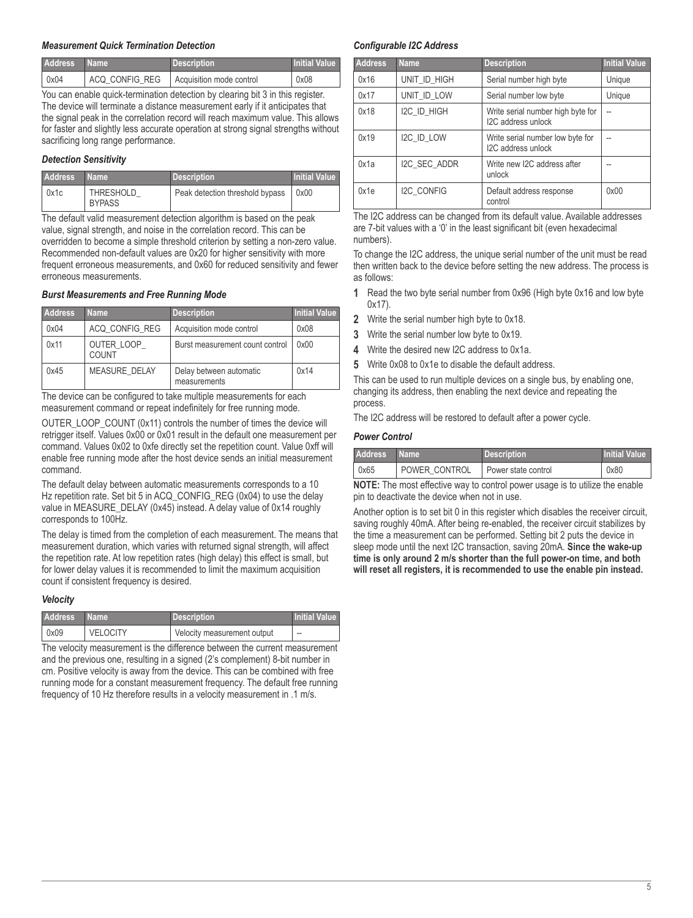### *Measurement Quick Termination Detection*

| Address | Name | Description | Initial Value |
|---|---|---|---|
| 0x04 | ACQ_CONFIG_REG | Acquisition mode control | 0x08 |

You can enable quick-termination detection by clearing bit 3 in this register. The device will terminate a distance measurement early if it anticipates that the signal peak in the correlation record will reach maximum value. This allows for faster and slightly less accurate operation at strong signal strengths without sacrificing long range performance.

### *Detection Sensitivity*

| Address | Name | Description | Initial Value |
|---|---|---|---|
| 0x1c | THRESHOLD_BYPASS | Peak detection threshold bypass | 0x00 |

The default valid measurement detection algorithm is based on the peak value, signal strength, and noise in the correlation record. This can be overridden to become a simple threshold criterion by setting a non-zero value. Recommended non-default values are 0x20 for higher sensitivity with more frequent erroneous measurements, and 0x60 for reduced sensitivity and fewer erroneous measurements.

### *Burst Measurements and Free Running Mode*

| Address | Name | Description | Initial Value |
|---|---|---|---|
| 0x04 | ACQ_CONFIG_REG | Acquisition mode control | 0x08 |
| 0x11 | OUTER_LOOP_COUNT | Burst measurement count control | 0x00 |
| 0x45 | MEASURE_DELAY | Delay between automatic measurements | 0x14 |

The device can be configured to take multiple measurements for each measurement command or repeat indefinitely for free running mode.

OUTER_LOOP_COUNT (0x11) controls the number of times the device will retrigger itself. Values 0x00 or 0x01 result in the default one measurement per command. Values 0x02 to 0xfe directly set the repetition count. Value 0xff will enable free running mode after the host device sends an initial measurement command.

The default delay between automatic measurements corresponds to a 10 Hz repetition rate. Set bit 5 in ACQ_CONFIG_REG (0x04) to use the delay value in MEASURE_DELAY (0x45) instead. A delay value of 0x14 roughly corresponds to 100Hz.

The delay is timed from the completion of each measurement. The means that measurement duration, which varies with returned signal strength, will affect the repetition rate. At low repetition rates (high delay) this effect is small, but for lower delay values it is recommended to limit the maximum acquisition count if consistent frequency is desired.

### *Velocity*

| Address | Name | Description | Initial Value |
|---|---|---|---|
| 0x09 | VELOCITY | Velocity measurement output | -- |

The velocity measurement is the difference between the current measurement and the previous one, resulting in a signed (2's complement) 8-bit number in cm. Positive velocity is away from the device. This can be combined with free running mode for a constant measurement frequency. The default free running frequency of 10 Hz therefore results in a velocity measurement in .1 m/s.

### *Configurable I2C Address*

| Address | Name | Description | Initial Value |
|---|---|---|---|
| 0x16 | UNIT_ID_HIGH | Serial number high byte | Unique |
| 0x17 | UNIT_ID_LOW | Serial number low byte | Unique |
| 0x18 | I2C_ID_HIGH | Write serial number high byte for I2C address unlock | -- |
| 0x19 | I2C_ID_LOW | Write serial number low byte for I2C address unlock | -- |
| 0x1a | I2C_SEC_ADDR | Write new I2C address after unlock | -- |
| 0x1e | I2C_CONFIG | Default address response control | 0x00 |

The I2C address can be changed from its default value. Available addresses are 7-bit values with a '0' in the least significant bit (even hexadecimal numbers).

To change the I2C address, the unique serial number of the unit must be read then written back to the device before setting the new address. The process is as follows:

1. Read the two byte serial number from 0x96 (High byte 0x16 and low byte 0x17).
2. Write the serial number high byte to 0x18.
3. Write the serial number low byte to 0x19.
4. Write the desired new I2C address to 0x1a.
5. Write 0x08 to 0x1e to disable the default address.

This can be used to run multiple devices on a single bus, by enabling one, changing its address, then enabling the next device and repeating the process.

The I2C address will be restored to default after a power cycle.

### *Power Control*

| Address | Name | Description | Initial Value |
|---|---|---|---|
| 0x65 | POWER_CONTROL | Power state control | 0x80 |

**NOTE:** The most effective way to control power usage is to utilize the enable pin to deactivate the device when not in use.

Another option is to set bit 0 in this register which disables the receiver circuit, saving roughly 40mA. After being re-enabled, the receiver circuit stabilizes by the time a measurement can be performed. Setting bit 2 puts the device in sleep mode until the next I2C transaction, saving 20mA. **Since the wake-up time is only around 2 m/s shorter than the full power-on time, and both will reset all registers, it is recommended to use the enable pin instead.**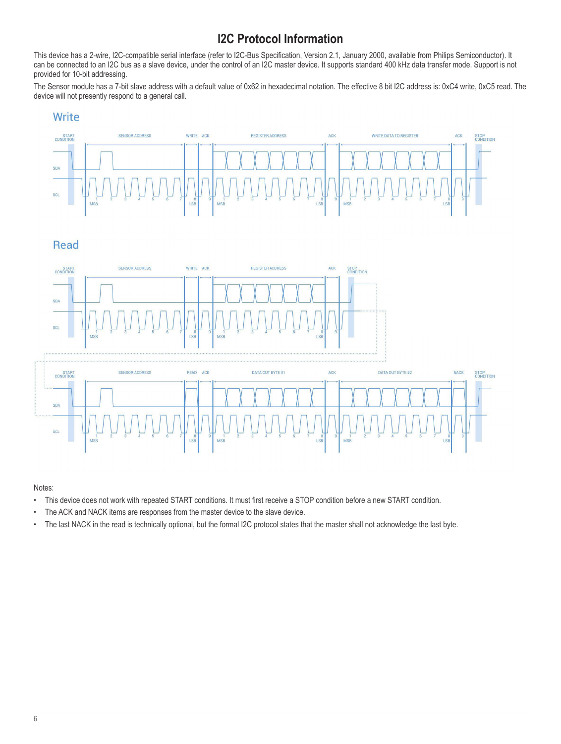# I2C Protocol Information

This device has a 2-wire, I2C-compatible serial interface (refer to I2C-Bus Specification, Version 2.1, January 2000, available from Philips Semiconductor). It can be connected to an I2C bus as a slave device, under the control of an I2C master device. It supports standard 400 kHz data transfer mode. Support is not provided for 10-bit addressing.

The Sensor module has a 7-bit slave address with a default value of 0x62 in hexadecimal notation. The effective 8 bit I2C address is: 0xC4 write, 0xC5 read. The device will not presently respond to a general call.

## Write

START CONDITION | SENSOR ADDRESS | WRITE | ACK | REGISTER ADDRESS | ACK | WRITE DATA TO REGISTER | ACK | STOP CONDITION

SDA

SCL

## Read

START CONDITION | SENSOR ADDRESS | WRITE | ACK | REGISTER ADDRESS | ACK | STOP CONDITION

START CONDITION | SENSOR ADDRESS | READ | ACK | DATA OUT BYTE #1 | ACK | DATA OUT BYTE #2 | NACK | STOP CONDITION

SDA

SCL

Notes:

- This device does not work with repeated START conditions. It must first receive a STOP condition before a new START condition.
- The ACK and NACK items are responses from the master device to the slave device.
- The last NACK in the read is technically optional, but the formal I2C protocol states that the master shall not acknowledge the last byte.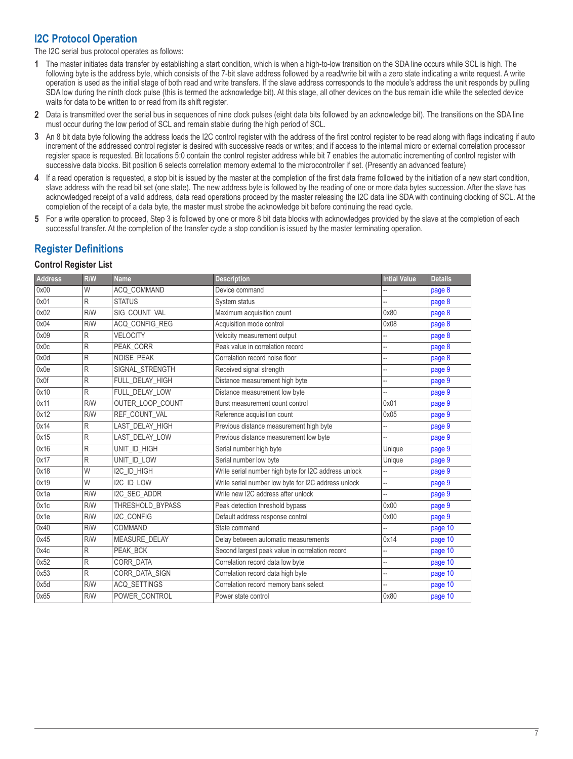## I2C Protocol Operation

The I2C serial bus protocol operates as follows:

1. The master initiates data transfer by establishing a start condition, which is when a high-to-low transition on the SDA line occurs while SCL is high. The following byte is the address byte, which consists of the 7-bit slave address followed by a read/write bit with a zero state indicating a write request. A write operation is used as the initial stage of both read and write transfers. If the slave address corresponds to the module's address the unit responds by pulling SDA low during the ninth clock pulse (this is termed the acknowledge bit). At this stage, all other devices on the bus remain idle while the selected device waits for data to be written to or read from its shift register.
2. Data is transmitted over the serial bus in sequences of nine clock pulses (eight data bits followed by an acknowledge bit). The transitions on the SDA line must occur during the low period of SCL and remain stable during the high period of SCL.
3. An 8 bit data byte following the address loads the I2C control register with the address of the first control register to be read along with flags indicating if auto increment of the addressed control register is desired with successive reads or writes; and if access to the internal micro or external correlation processor register space is requested. Bit locations 5:0 contain the control register address while bit 7 enables the automatic incrementing of control register with successive data blocks. Bit position 6 selects correlation memory external to the microcontroller if set. (Presently an advanced feature)
4. If a read operation is requested, a stop bit is issued by the master at the completion of the first data frame followed by the initiation of a new start condition, slave address with the read bit set (one state). The new address byte is followed by the reading of one or more data bytes succession. After the slave has acknowledged receipt of a valid address, data read operations proceed by the master releasing the I2C data line SDA with continuing clocking of SCL. At the completion of the receipt of a data byte, the master must strobe the acknowledge bit before continuing the read cycle.
5. For a write operation to proceed, Step 3 is followed by one or more 8 bit data blocks with acknowledges provided by the slave at the completion of each successful transfer. At the completion of the transfer cycle a stop condition is issued by the master terminating operation.

## Register Definitions

### Control Register List

| Address | R/W | Name | Description | Intial Value | Details |
|---|---|---|---|---|---|
| 0x00 | W | ACQ_COMMAND | Device command | -- | page 8 |
| 0x01 | R | STATUS | System status | -- | page 8 |
| 0x02 | R/W | SIG_COUNT_VAL | Maximum acquisition count | 0x80 | page 8 |
| 0x04 | R/W | ACQ_CONFIG_REG | Acquisition mode control | 0x08 | page 8 |
| 0x09 | R | VELOCITY | Velocity measurement output | -- | page 8 |
| 0x0c | R | PEAK_CORR | Peak value in correlation record | -- | page 8 |
| 0x0d | R | NOISE_PEAK | Correlation record noise floor | -- | page 8 |
| 0x0e | R | SIGNAL_STRENGTH | Received signal strength | -- | page 9 |
| 0x0f | R | FULL_DELAY_HIGH | Distance measurement high byte | -- | page 9 |
| 0x10 | R | FULL_DELAY_LOW | Distance measurement low byte | -- | page 9 |
| 0x11 | R/W | OUTER_LOOP_COUNT | Burst measurement count control | 0x01 | page 9 |
| 0x12 | R/W | REF_COUNT_VAL | Reference acquisition count | 0x05 | page 9 |
| 0x14 | R | LAST_DELAY_HIGH | Previous distance measurement high byte | -- | page 9 |
| 0x15 | R | LAST_DELAY_LOW | Previous distance measurement low byte | -- | page 9 |
| 0x16 | R | UNIT_ID_HIGH | Serial number high byte | Unique | page 9 |
| 0x17 | R | UNIT_ID_LOW | Serial number low byte | Unique | page 9 |
| 0x18 | W | I2C_ID_HIGH | Write serial number high byte for I2C address unlock | -- | page 9 |
| 0x19 | W | I2C_ID_LOW | Write serial number low byte for I2C address unlock | -- | page 9 |
| 0x1a | R/W | I2C_SEC_ADDR | Write new I2C address after unlock | -- | page 9 |
| 0x1c | R/W | THRESHOLD_BYPASS | Peak detection threshold bypass | 0x00 | page 9 |
| 0x1e | R/W | I2C_CONFIG | Default address response control | 0x00 | page 9 |
| 0x40 | R/W | COMMAND | State command | -- | page 10 |
| 0x45 | R/W | MEASURE_DELAY | Delay between automatic measurements | 0x14 | page 10 |
| 0x4c | R | PEAK_BCK | Second largest peak value in correlation record | -- | page 10 |
| 0x52 | R | CORR_DATA | Correlation record data low byte | -- | page 10 |
| 0x53 | R | CORR_DATA_SIGN | Correlation record data high byte | -- | page 10 |
| 0x5d | R/W | ACQ_SETTINGS | Correlation record memory bank select | -- | page 10 |
| 0x65 | R/W | POWER_CONTROL | Power state control | 0x80 | page 10 |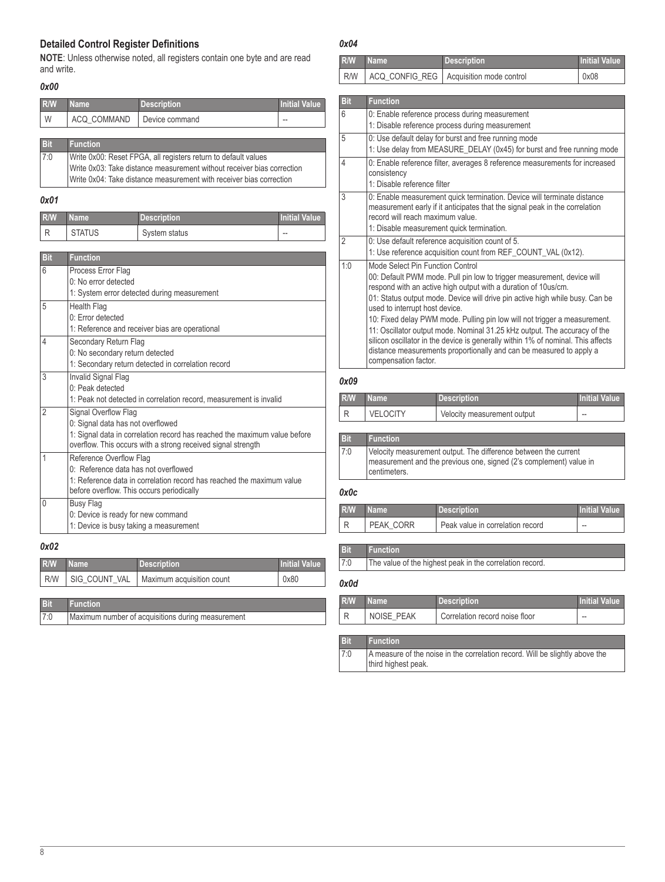## Detailed Control Register Definitions

**NOTE**: Unless otherwise noted, all registers contain one byte and are read and write.

### *0x00*

| R/W | Name | Description | Initial Value |
|---|---|---|---|
| W | ACQ_COMMAND | Device command | -- |

| Bit | Function |
|---|---|
| 7:0 | Write 0x00: Reset FPGA, all registers return to default values<br>Write 0x03: Take distance measurement without receiver bias correction<br>Write 0x04: Take distance measurement with receiver bias correction |

### *0x01*

| R/W | Name | Description | Initial Value |
|---|---|---|---|
| R | STATUS | System status | -- |

| Bit | Function |
|---|---|
| 6 | Process Error Flag<br>0: No error detected<br>1: System error detected during measurement |
| 5 | Health Flag<br>0: Error detected<br>1: Reference and receiver bias are operational |
| 4 | Secondary Return Flag<br>0: No secondary return detected<br>1: Secondary return detected in correlation record |
| 3 | Invalid Signal Flag<br>0: Peak detected<br>1: Peak not detected in correlation record, measurement is invalid |
| 2 | Signal Overflow Flag<br>0: Signal data has not overflowed<br>1: Signal data in correlation record has reached the maximum value before overflow. This occurs with a strong received signal strength |
| 1 | Reference Overflow Flag<br>0: Reference data has not overflowed<br>1: Reference data in correlation record has reached the maximum value before overflow. This occurs periodically |
| 0 | Busy Flag<br>0: Device is ready for new command<br>1: Device is busy taking a measurement |

### *0x02*

| R/W | Name | Description | Initial Value |
|---|---|---|---|
| R/W | SIG_COUNT_VAL | Maximum acquisition count | 0x80 |

| Bit | Function |
|---|---|
| 7:0 | Maximum number of acquisitions during measurement |

### *0x04*

| R/W | Name | Description | Initial Value |
|---|---|---|---|
| R/W | ACQ_CONFIG_REG | Acquisition mode control | 0x08 |

| Bit | Function |
|---|---|
| 6 | 0: Enable reference process during measurement<br>1: Disable reference process during measurement |
| 5 | 0: Use default delay for burst and free running mode<br>1: Use delay from MEASURE_DELAY (0x45) for burst and free running mode |
| 4 | 0: Enable reference filter, averages 8 reference measurements for increased consistency<br>1: Disable reference filter |
| 3 | 0: Enable measurement quick termination. Device will terminate distance measurement early if it anticipates that the signal peak in the correlation record will reach maximum value.<br>1: Disable measurement quick termination. |
| 2 | 0: Use default reference acquisition count of 5.<br>1: Use reference acquisition count from REF_COUNT_VAL (0x12). |
| 1:0 | Mode Select Pin Function Control<br>00: Default PWM mode. Pull pin low to trigger measurement, device will respond with an active high output with a duration of 10us/cm.<br>01: Status output mode. Device will drive pin active high while busy. Can be used to interrupt host device.<br>10: Fixed delay PWM mode. Pulling pin low will not trigger a measurement.<br>11: Oscillator output mode. Nominal 31.25 kHz output. The accuracy of the silicon oscillator in the device is generally within 1% of nominal. This affects distance measurements proportionally and can be measured to apply a compensation factor. |

### *0x09*

| R/W | Name | Description | Initial Value |
|---|---|---|---|
| R | VELOCITY | Velocity measurement output | -- |

| Bit | Function |
|---|---|
| 7:0 | Velocity measurement output. The difference between the current measurement and the previous one, signed (2's complement) value in centimeters. |

### *0x0c*

| R/W | Name | Description | Initial Value |
|---|---|---|---|
| R | PEAK_CORR | Peak value in correlation record | -- |

| Bit | Function |
|---|---|
| 7:0 | The value of the highest peak in the correlation record. |

### *0x0d*

| R/W | Name | Description | Initial Value |
|---|---|---|---|
| R | NOISE_PEAK | Correlation record noise floor | -- |

| Bit | Function |
|---|---|
| 7:0 | A measure of the noise in the correlation record. Will be slightly above the third highest peak. |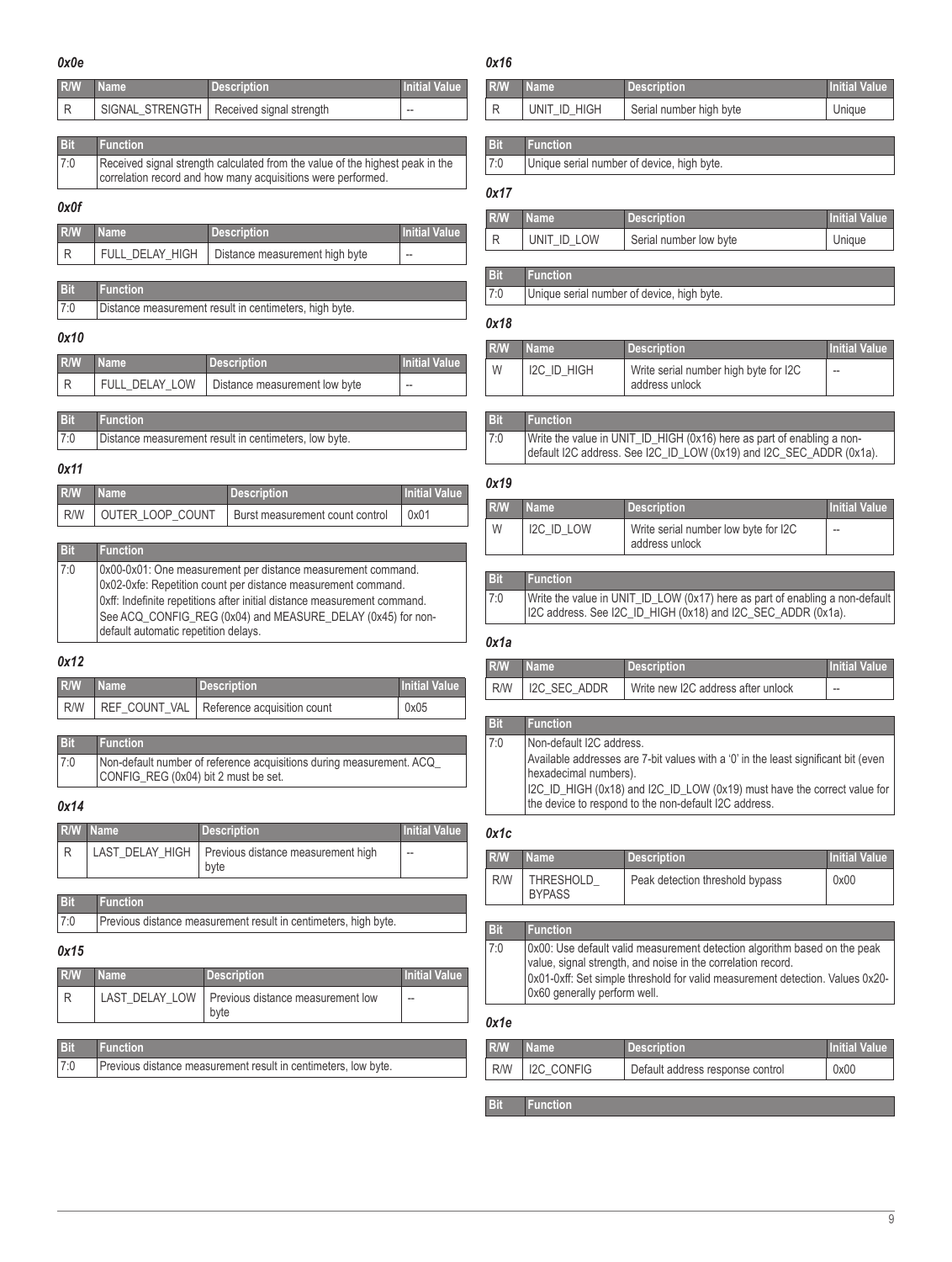### *0x0e*

| R/W | Name | Description | Initial Value |
|---|---|---|---|
| R | SIGNAL_STRENGTH | Received signal strength | -- |

| Bit | Function |
|---|---|
| 7:0 | Received signal strength calculated from the value of the highest peak in the correlation record and how many acquisitions were performed. |

### *0x0f*

| R/W | Name | Description | Initial Value |
|---|---|---|---|
| R | FULL_DELAY_HIGH | Distance measurement high byte | -- |

| Bit | Function |
|---|---|
| 7:0 | Distance measurement result in centimeters, high byte. |

### *0x10*

| R/W | Name | Description | Initial Value |
|---|---|---|---|
| R | FULL_DELAY_LOW | Distance measurement low byte | -- |

| Bit | Function |
|---|---|
| 7:0 | Distance measurement result in centimeters, low byte. |

### *0x11*

| R/W | Name | Description | Initial Value |
|---|---|---|---|
| R/W | OUTER_LOOP_COUNT | Burst measurement count control | 0x01 |

| Bit | Function |
|---|---|
| 7:0 | 0x00-0x01: One measurement per distance measurement command.<br>0x02-0xfe: Repetition count per distance measurement command.<br>0xff: Indefinite repetitions after initial distance measurement command.<br>See ACQ_CONFIG_REG (0x04) and MEASURE_DELAY (0x45) for non-default automatic repetition delays. |

### *0x12*

| R/W | Name | Description | Initial Value |
|---|---|---|---|
| R/W | REF_COUNT_VAL | Reference acquisition count | 0x05 |

| Bit | Function |
|---|---|
| 7:0 | Non-default number of reference acquisitions during measurement. ACQ_CONFIG_REG (0x04) bit 2 must be set. |

### *0x14*

| R/W | Name | Description | Initial Value |
|---|---|---|---|
| R | LAST_DELAY_HIGH | Previous distance measurement high byte | -- |

| Bit | Function |
|---|---|
| 7:0 | Previous distance measurement result in centimeters, high byte. |

### *0x15*

| R/W | Name | Description | Initial Value |
|---|---|---|---|
| R | LAST_DELAY_LOW | Previous distance measurement low byte | -- |

| Bit | Function |
|---|---|
| 7:0 | Previous distance measurement result in centimeters, low byte. |

### *0x16*

| R/W | Name | Description | Initial Value |
|---|---|---|---|
| R | UNIT_ID_HIGH | Serial number high byte | Unique |

| Bit | Function |
|---|---|
| 7:0 | Unique serial number of device, high byte. |

### *0x17*

| R/W | Name | Description | Initial Value |
|---|---|---|---|
| R | UNIT_ID_LOW | Serial number low byte | Unique |

| Bit | Function |
|---|---|
| 7:0 | Unique serial number of device, high byte. |

### *0x18*

| R/W | Name | Description | Initial Value |
|---|---|---|---|
| W | I2C_ID_HIGH | Write serial number high byte for I2C address unlock | -- |

| Bit | Function |
|---|---|
| 7:0 | Write the value in UNIT_ID_HIGH (0x16) here as part of enabling a non-default I2C address. See I2C_ID_LOW (0x19) and I2C_SEC_ADDR (0x1a). |

### *0x19*

| R/W | Name | Description | Initial Value |
|---|---|---|---|
| W | I2C_ID_LOW | Write serial number low byte for I2C address unlock | -- |

| Bit | Function |
|---|---|
| 7:0 | Write the value in UNIT_ID_LOW (0x17) here as part of enabling a non-default I2C address. See I2C_ID_HIGH (0x18) and I2C_SEC_ADDR (0x1a). |

### *0x1a*

| R/W | Name | Description | Initial Value |
|---|---|---|---|
| R/W | I2C_SEC_ADDR | Write new I2C address after unlock | -- |

| Bit | Function |
|---|---|
| 7:0 | Non-default I2C address.<br>Available addresses are 7-bit values with a '0' in the least significant bit (even hexadecimal numbers).<br>I2C_ID_HIGH (0x18) and I2C_ID_LOW (0x19) must have the correct value for the device to respond to the non-default I2C address. |

### *0x1c*

| R/W | Name | Description | Initial Value |
|---|---|---|---|
| R/W | THRESHOLD_BYPASS | Peak detection threshold bypass | 0x00 |

| Bit | Function |
|---|---|
| 7:0 | 0x00: Use default valid measurement detection algorithm based on the peak value, signal strength, and noise in the correlation record.<br>0x01-0xff: Set simple threshold for valid measurement detection. Values 0x20-0x60 generally perform well. |

### *0x1e*

| R/W | Name | Description | Initial Value |
|---|---|---|---|
| R/W | I2C_CONFIG | Default address response control | 0x00 |

| Bit | Function |
|---|---|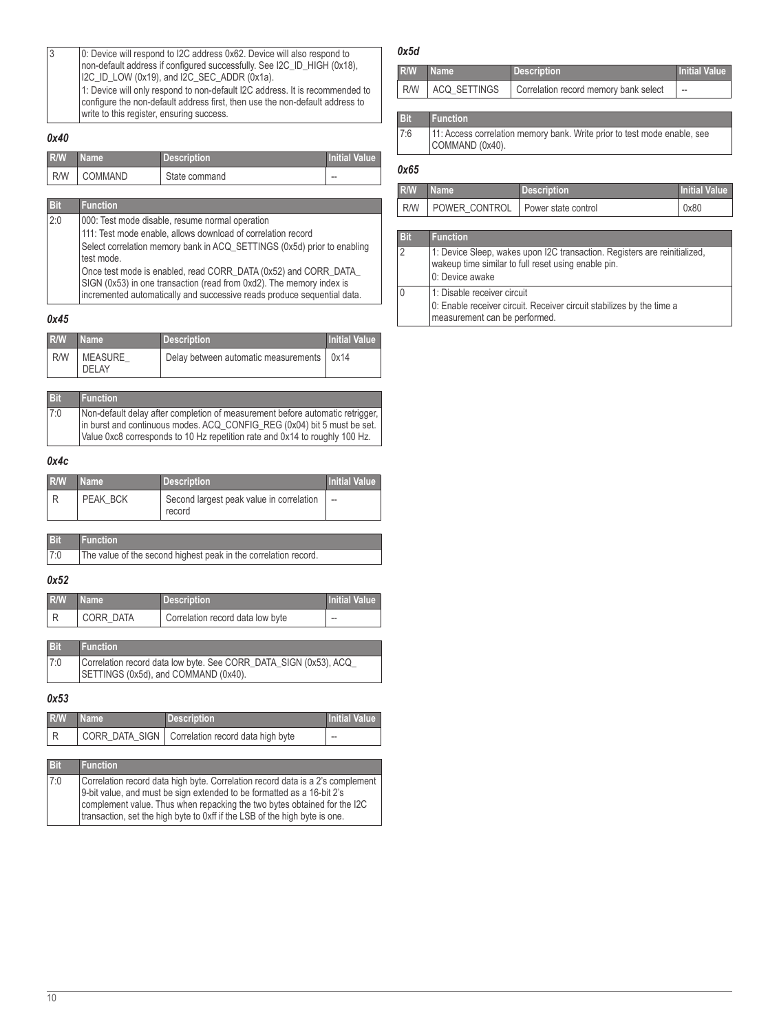| | |
|---|---|
| 3 | 0: Device will respond to I2C address 0x62. Device will also respond to non-default address if configured successfully. See I2C_ID_HIGH (0x18), I2C_ID_LOW (0x19), and I2C_SEC_ADDR (0x1a).<br>1: Device will only respond to non-default I2C address. It is recommended to configure the non-default address first, then use the non-default address to write to this register, ensuring success. |

### 0x40

| R/W | Name | Description | Initial Value |
|---|---|---|---|
| R/W | COMMAND | State command | -- |

| Bit | Function |
|---|---|
| 2:0 | 000: Test mode disable, resume normal operation<br>111: Test mode enable, allows download of correlation record<br>Select correlation memory bank in ACQ_SETTINGS (0x5d) prior to enabling test mode.<br>Once test mode is enabled, read CORR_DATA (0x52) and CORR_DATA_SIGN (0x53) in one transaction (read from 0xd2). The memory index is incremented automatically and successive reads produce sequential data. |

### 0x45

| R/W | Name | Description | Initial Value |
|---|---|---|---|
| R/W | MEASURE_DELAY | Delay between automatic measurements | 0x14 |

| Bit | Function |
|---|---|
| 7:0 | Non-default delay after completion of measurement before automatic retrigger, in burst and continuous modes. ACQ_CONFIG_REG (0x04) bit 5 must be set. Value 0xc8 corresponds to 10 Hz repetition rate and 0x14 to roughly 100 Hz. |

### 0x4c

| R/W | Name | Description | Initial Value |
|---|---|---|---|
| R | PEAK_BCK | Second largest peak value in correlation record | -- |

| Bit | Function |
|---|---|
| 7:0 | The value of the second highest peak in the correlation record. |

### 0x52

| R/W | Name | Description | Initial Value |
|---|---|---|---|
| R | CORR_DATA | Correlation record data low byte | -- |

| Bit | Function |
|---|---|
| 7:0 | Correlation record data low byte. See CORR_DATA_SIGN (0x53), ACQ_SETTINGS (0x5d), and COMMAND (0x40). |

### 0x53

| R/W | Name | Description | Initial Value |
|---|---|---|---|
| R | CORR_DATA_SIGN | Correlation record data high byte | -- |

| Bit | Function |
|---|---|
| 7:0 | Correlation record data high byte. Correlation record data is a 2's complement 9-bit value, and must be sign extended to be formatted as a 16-bit 2's complement value. Thus when repacking the two bytes obtained for the I2C transaction, set the high byte to 0xff if the LSB of the high byte is one. |

### 0x5d

| R/W | Name | Description | Initial Value |
|---|---|---|---|
| R/W | ACQ_SETTINGS | Correlation record memory bank select | -- |

| Bit | Function |
|---|---|
| 7:6 | 11: Access correlation memory bank. Write prior to test mode enable, see COMMAND (0x40). |

### 0x65

| R/W | Name | Description | Initial Value |
|---|---|---|---|
| R/W | POWER_CONTROL | Power state control | 0x80 |

| Bit | Function |
|---|---|
| 2 | 1: Device Sleep, wakes upon I2C transaction. Registers are reinitialized, wakeup time similar to full reset using enable pin.<br>0: Device awake |
| 0 | 1: Disable receiver circuit<br>0: Enable receiver circuit. Receiver circuit stabilizes by the time a measurement can be performed. |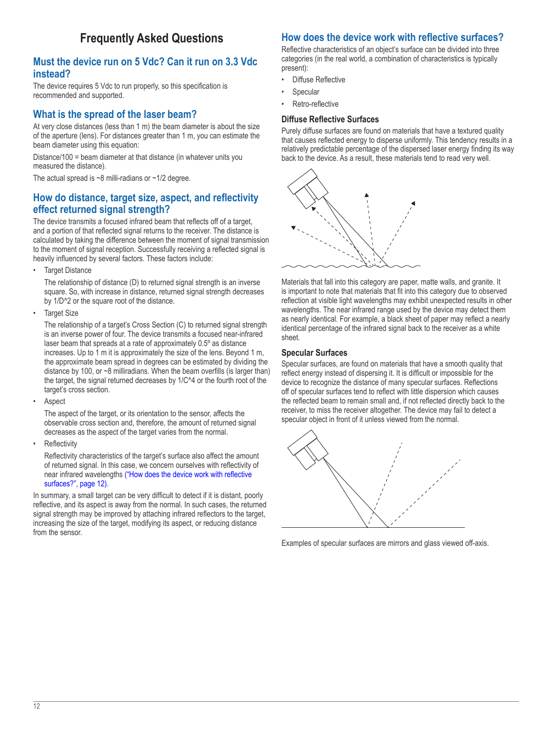# Frequently Asked Questions

## Must the device run on 5 Vdc? Can it run on 3.3 Vdc instead?

The device requires 5 Vdc to run properly, so this specification is recommended and supported.

## What is the spread of the laser beam?

At very close distances (less than 1 m) the beam diameter is about the size of the aperture (lens). For distances greater than 1 m, you can estimate the beam diameter using this equation:

Distance/100 = beam diameter at that distance (in whatever units you measured the distance).

The actual spread is ~8 milli-radians or ~1/2 degree.

## How do distance, target size, aspect, and reflectivity effect returned signal strength?

The device transmits a focused infrared beam that reflects off of a target, and a portion of that reflected signal returns to the receiver. The distance is calculated by taking the difference between the moment of signal transmission to the moment of signal reception. Successfully receiving a reflected signal is heavily influenced by several factors. These factors include:

- Target Distance

  The relationship of distance (D) to returned signal strength is an inverse square. So, with increase in distance, returned signal strength decreases by 1/D^2 or the square root of the distance.

- Target Size

  The relationship of a target's Cross Section (C) to returned signal strength is an inverse power of four. The device transmits a focused near-infrared laser beam that spreads at a rate of approximately 0.5º as distance increases. Up to 1 m it is approximately the size of the lens. Beyond 1 m, the approximate beam spread in degrees can be estimated by dividing the distance by 100, or ~8 milliradians. When the beam overfills (is larger than) the target, the signal returned decreases by 1/C^4 or the fourth root of the target's cross section.

- Aspect

  The aspect of the target, or its orientation to the sensor, affects the observable cross section and, therefore, the amount of returned signal decreases as the aspect of the target varies from the normal.

- Reflectivity

  Reflectivity characteristics of the target's surface also affect the amount of returned signal. In this case, we concern ourselves with reflectivity of near infrared wavelengths ("How does the device work with reflective surfaces?", page 12).

In summary, a small target can be very difficult to detect if it is distant, poorly reflective, and its aspect is away from the normal. In such cases, the returned signal strength may be improved by attaching infrared reflectors to the target, increasing the size of the target, modifying its aspect, or reducing distance from the sensor.

## How does the device work with reflective surfaces?

Reflective characteristics of an object's surface can be divided into three categories (in the real world, a combination of characteristics is typically present):

- Diffuse Reflective
- Specular
- Retro-reflective

### Diffuse Reflective Surfaces

Purely diffuse surfaces are found on materials that have a textured quality that causes reflected energy to disperse uniformly. This tendency results in a relatively predictable percentage of the dispersed laser energy finding its way back to the device. As a result, these materials tend to read very well.

Materials that fall into this category are paper, matte walls, and granite. It is important to note that materials that fit into this category due to observed reflection at visible light wavelengths may exhibit unexpected results in other wavelengths. The near infrared range used by the device may detect them as nearly identical. For example, a black sheet of paper may reflect a nearly identical percentage of the infrared signal back to the receiver as a white sheet.

### Specular Surfaces

Specular surfaces, are found on materials that have a smooth quality that reflect energy instead of dispersing it. It is difficult or impossible for the device to recognize the distance of many specular surfaces. Reflections off of specular surfaces tend to reflect with little dispersion which causes the reflected beam to remain small and, if not reflected directly back to the receiver, to miss the receiver altogether. The device may fail to detect a specular object in front of it unless viewed from the normal.

Examples of specular surfaces are mirrors and glass viewed off-axis.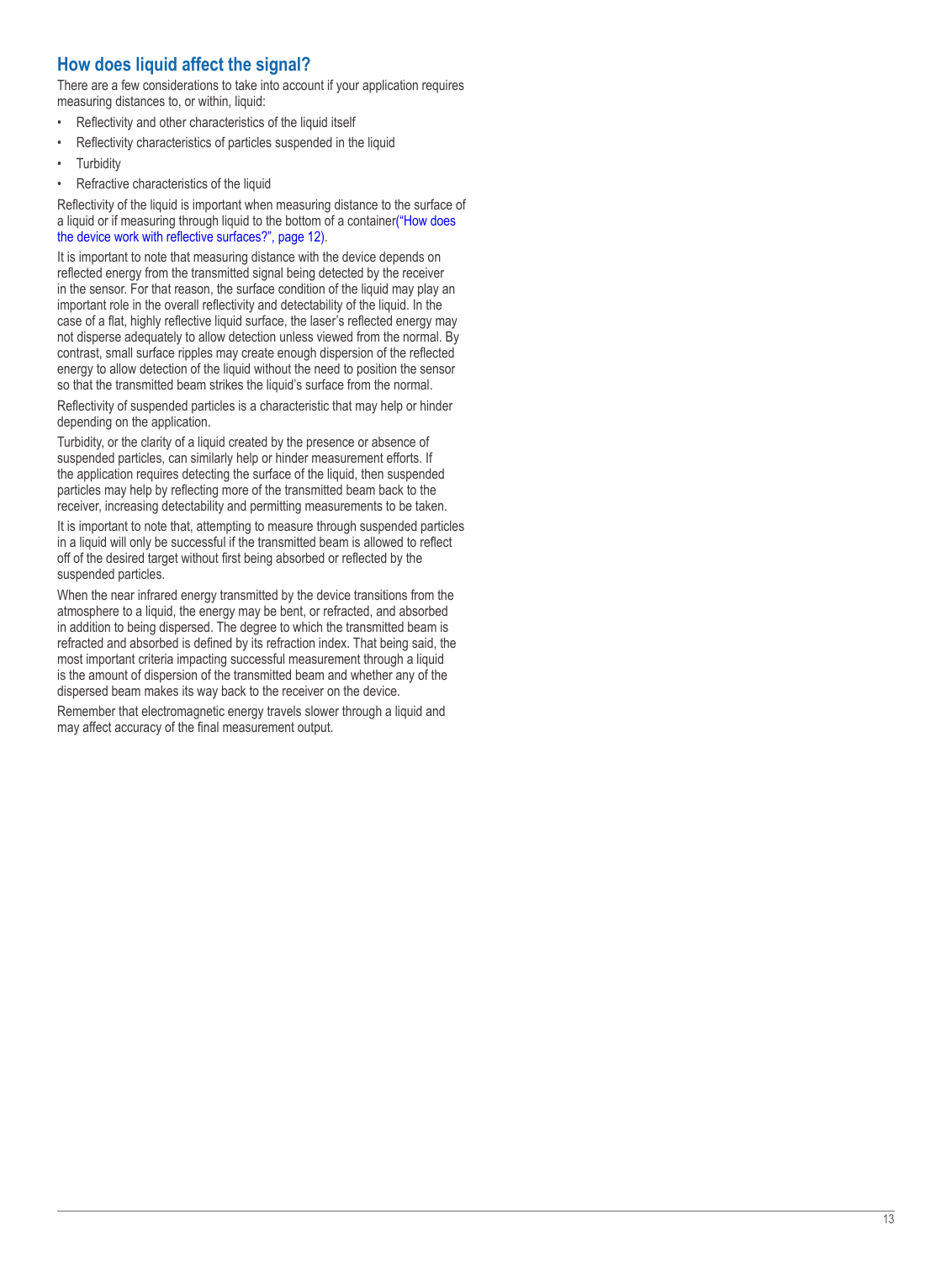## How does liquid affect the signal?

There are a few considerations to take into account if your application requires measuring distances to, or within, liquid:

- Reflectivity and other characteristics of the liquid itself
- Reflectivity characteristics of particles suspended in the liquid
- Turbidity
- Refractive characteristics of the liquid

Reflectivity of the liquid is important when measuring distance to the surface of a liquid or if measuring through liquid to the bottom of a container("How does the device work with reflective surfaces?", page 12).

It is important to note that measuring distance with the device depends on reflected energy from the transmitted signal being detected by the receiver in the sensor. For that reason, the surface condition of the liquid may play an important role in the overall reflectivity and detectability of the liquid. In the case of a flat, highly reflective liquid surface, the laser's reflected energy may not disperse adequately to allow detection unless viewed from the normal. By contrast, small surface ripples may create enough dispersion of the reflected energy to allow detection of the liquid without the need to position the sensor so that the transmitted beam strikes the liquid's surface from the normal.

Reflectivity of suspended particles is a characteristic that may help or hinder depending on the application.

Turbidity, or the clarity of a liquid created by the presence or absence of suspended particles, can similarly help or hinder measurement efforts. If the application requires detecting the surface of the liquid, then suspended particles may help by reflecting more of the transmitted beam back to the receiver, increasing detectability and permitting measurements to be taken.

It is important to note that, attempting to measure through suspended particles in a liquid will only be successful if the transmitted beam is allowed to reflect off of the desired target without first being absorbed or reflected by the suspended particles.

When the near infrared energy transmitted by the device transitions from the atmosphere to a liquid, the energy may be bent, or refracted, and absorbed in addition to being dispersed. The degree to which the transmitted beam is refracted and absorbed is defined by its refraction index. That being said, the most important criteria impacting successful measurement through a liquid is the amount of dispersion of the transmitted beam and whether any of the dispersed beam makes its way back to the receiver on the device.

Remember that electromagnetic energy travels slower through a liquid and may affect accuracy of the final measurement output.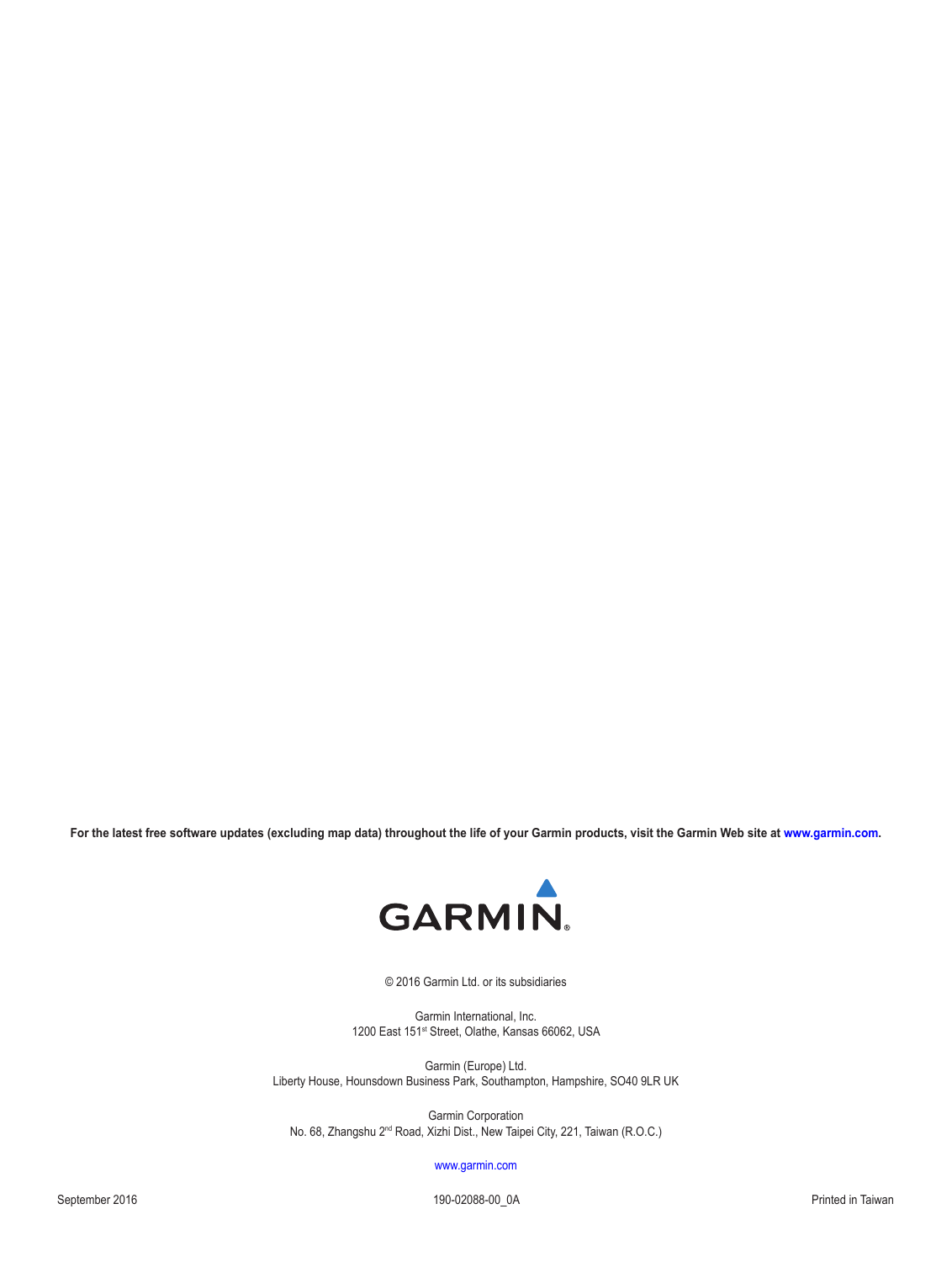**For the latest free software updates (excluding map data) throughout the life of your Garmin products, visit the Garmin Web site at www.garmin.com.**

GARMIN.

© 2016 Garmin Ltd. or its subsidiaries

Garmin International, Inc.
1200 East 151st Street, Olathe, Kansas 66062, USA

Garmin (Europe) Ltd.
Liberty House, Hounsdown Business Park, Southampton, Hampshire, SO40 9LR UK

Garmin Corporation
No. 68, Zhangshu 2nd Road, Xizhi Dist., New Taipei City, 221, Taiwan (R.O.C.)

www.garmin.com

September 2016 | 190-02088-00_0A | Printed in Taiwan